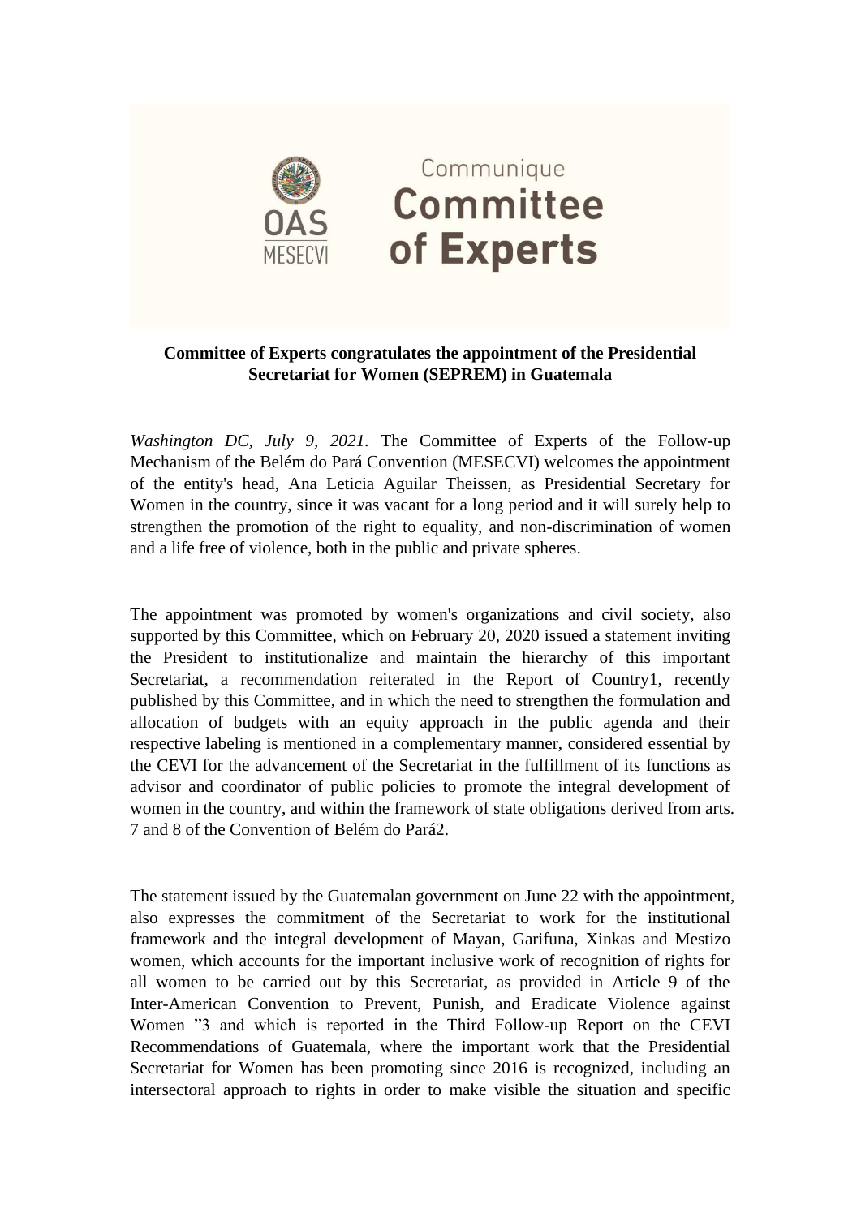Communique

**Committee of Experts**

**Committee of Experts congratulates the appointment of the Presidential Secretariat for Women (SEPREM) in Guatemala**

*Washington DC, July 9, 2021.* The Committee of Experts of the Follow-up Mechanism of the Belém do Pará Convention (MESECVI) welcomes the appointment of the entity's head, Ana Leticia Aguilar Theissen, as Presidential Secretary for Women in the country, since it was vacant for a long period and it will surely help to strengthen the promotion of the right to equality, and non-discrimination of women and a life free of violence, both in the public and private spheres.

The appointment was promoted by women's organizations and civil society, also supported by this Committee, which on February 20, 2020 issued a statement inviting the President to institutionalize and maintain the hierarchy of this important Secretariat, a recommendation reiterated in the Report of Country[1], recently published by this Committee, and in which the need to strengthen the formulation and allocation of budgets with an equity approach in the public agenda and their respective labeling is mentioned in a complementary manner, considered essential by the CEVI for the advancement of the Secretariat in the fulfillment of its functions as advisor and coordinator of public policies to promote the integral development of women in the country, and within the framework of state obligations derived from arts. 7 and 8 of the Convention of Belém do Pará[2].

The statement issued by the Guatemalan government on June 22 with the appointment, also expresses the commitment of the Secretariat to work for the institutional framework and the integral development of Mayan, Garifuna, Xinkas and Mestizo women, which accounts for the important inclusive work of recognition of rights for all women to be carried out by this Secretariat, as provided in Article 9 of the Inter-American Convention to Prevent, Punish, and Eradicate Violence against Women "[3] and which is reported in the Third Follow-up Report on the CEVI Recommendations of Guatemala, where the important work that the Presidential Secretariat for Women has been promoting since 2016 is recognized, including an intersectoral approach to rights in order to make visible the situation and specific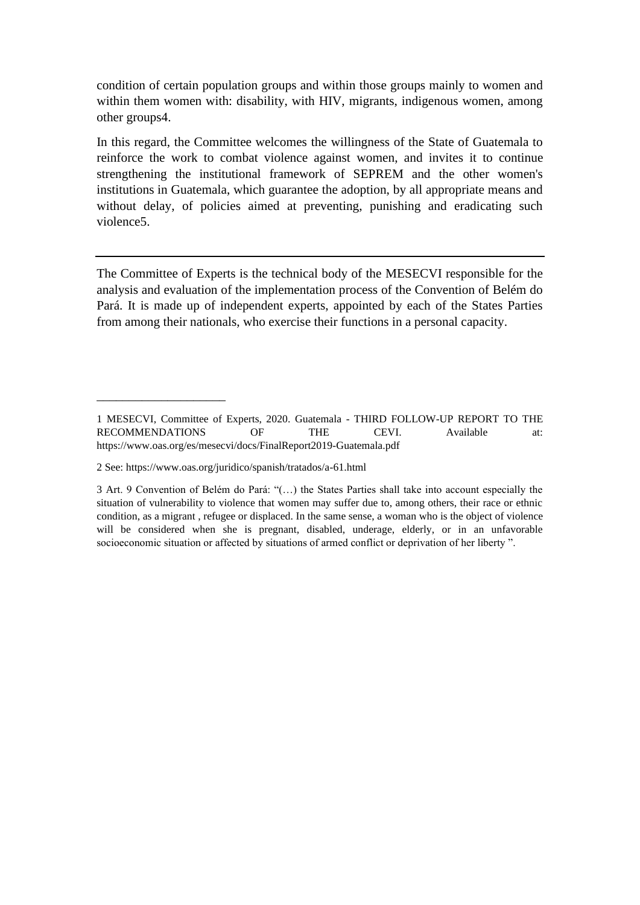condition of certain population groups and within those groups mainly to women and within them women with: disability, with HIV, migrants, indigenous women, among other groups[4].

In this regard, the Committee welcomes the willingness of the State of Guatemala to reinforce the work to combat violence against women, and invites it to continue strengthening the institutional framework of SEPREM and the other women's institutions in Guatemala, which guarantee the adoption, by all appropriate means and without delay, of policies aimed at preventing, punishing and eradicating such violence[5].

---

The Committee of Experts is the technical body of the MESECVI responsible for the analysis and evaluation of the implementation process of the Convention of Belém do Pará. It is made up of independent experts, appointed by each of the States Parties from among their nationals, who exercise their functions in a personal capacity.

---

1 MESECVI, Committee of Experts, 2020. Guatemala - THIRD FOLLOW-UP REPORT TO THE RECOMMENDATIONS OF THE CEVI. Available at: https://www.oas.org/es/mesecvi/docs/FinalReport2019-Guatemala.pdf

2 See: https://www.oas.org/juridico/spanish/tratados/a-61.html

3 Art. 9 Convention of Belém do Pará: "(…) the States Parties shall take into account especially the situation of vulnerability to violence that women may suffer due to, among others, their race or ethnic condition, as a migrant , refugee or displaced. In the same sense, a woman who is the object of violence will be considered when she is pregnant, disabled, underage, elderly, or in an unfavorable socioeconomic situation or affected by situations of armed conflict or deprivation of her liberty ".